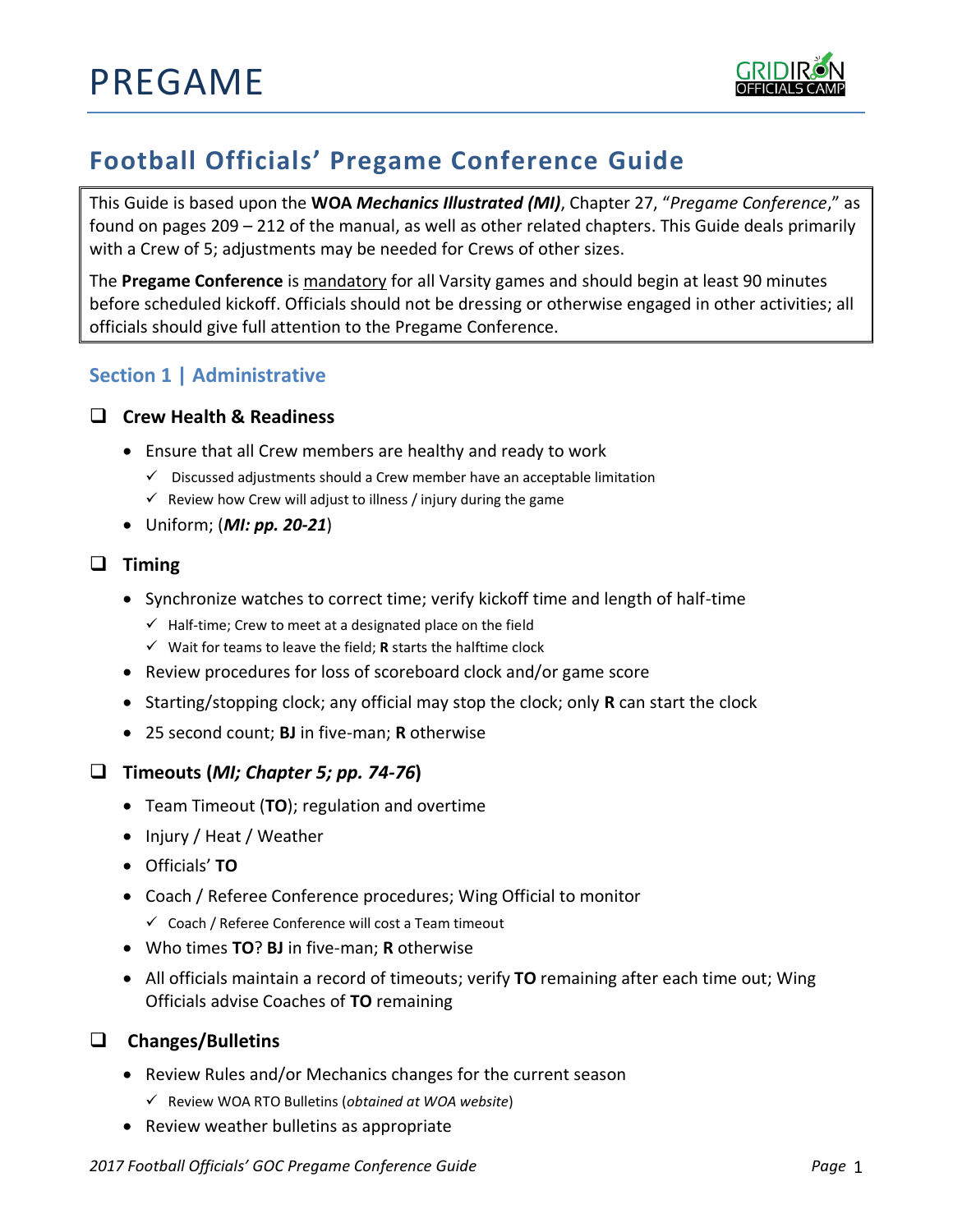# PREGAME

## Football Officials' Pregame Conference Guide

This Guide is based upon the **WOA *Mechanics Illustrated (MI)***, Chapter 27, "*Pregame Conference*," as found on pages 209 – 212 of the manual, as well as other related chapters. This Guide deals primarily with a Crew of 5; adjustments may be needed for Crews of other sizes.

The **Pregame Conference** is mandatory for all Varsity games and should begin at least 90 minutes before scheduled kickoff. Officials should not be dressing or otherwise engaged in other activities; all officials should give full attention to the Pregame Conference.

### Section 1 | Administrative

- [ ] **Crew Health & Readiness**
  - Ensure that all Crew members are healthy and ready to work
    - ✓ Discussed adjustments should a Crew member have an acceptable limitation
    - ✓ Review how Crew will adjust to illness / injury during the game
  - Uniform; (***MI: pp. 20-21***)

- [ ] **Timing**
  - Synchronize watches to correct time; verify kickoff time and length of half-time
    - ✓ Half-time; Crew to meet at a designated place on the field
    - ✓ Wait for teams to leave the field; **R** starts the halftime clock
  - Review procedures for loss of scoreboard clock and/or game score
  - Starting/stopping clock; any official may stop the clock; only **R** can start the clock
  - 25 second count; **BJ** in five-man; **R** otherwise

- [ ] **Timeouts (*MI; Chapter 5; pp. 74-76*)**
  - Team Timeout (**TO**); regulation and overtime
  - Injury / Heat / Weather
  - Officials' **TO**
  - Coach / Referee Conference procedures; Wing Official to monitor
    - ✓ Coach / Referee Conference will cost a Team timeout
  - Who times **TO**? **BJ** in five-man; **R** otherwise
  - All officials maintain a record of timeouts; verify **TO** remaining after each time out; Wing Officials advise Coaches of **TO** remaining

- [ ] **Changes/Bulletins**
  - Review Rules and/or Mechanics changes for the current season
    - ✓ Review WOA RTO Bulletins (*obtained at WOA website*)
  - Review weather bulletins as appropriate

*2017 Football Officials' GOC Pregame Conference Guide*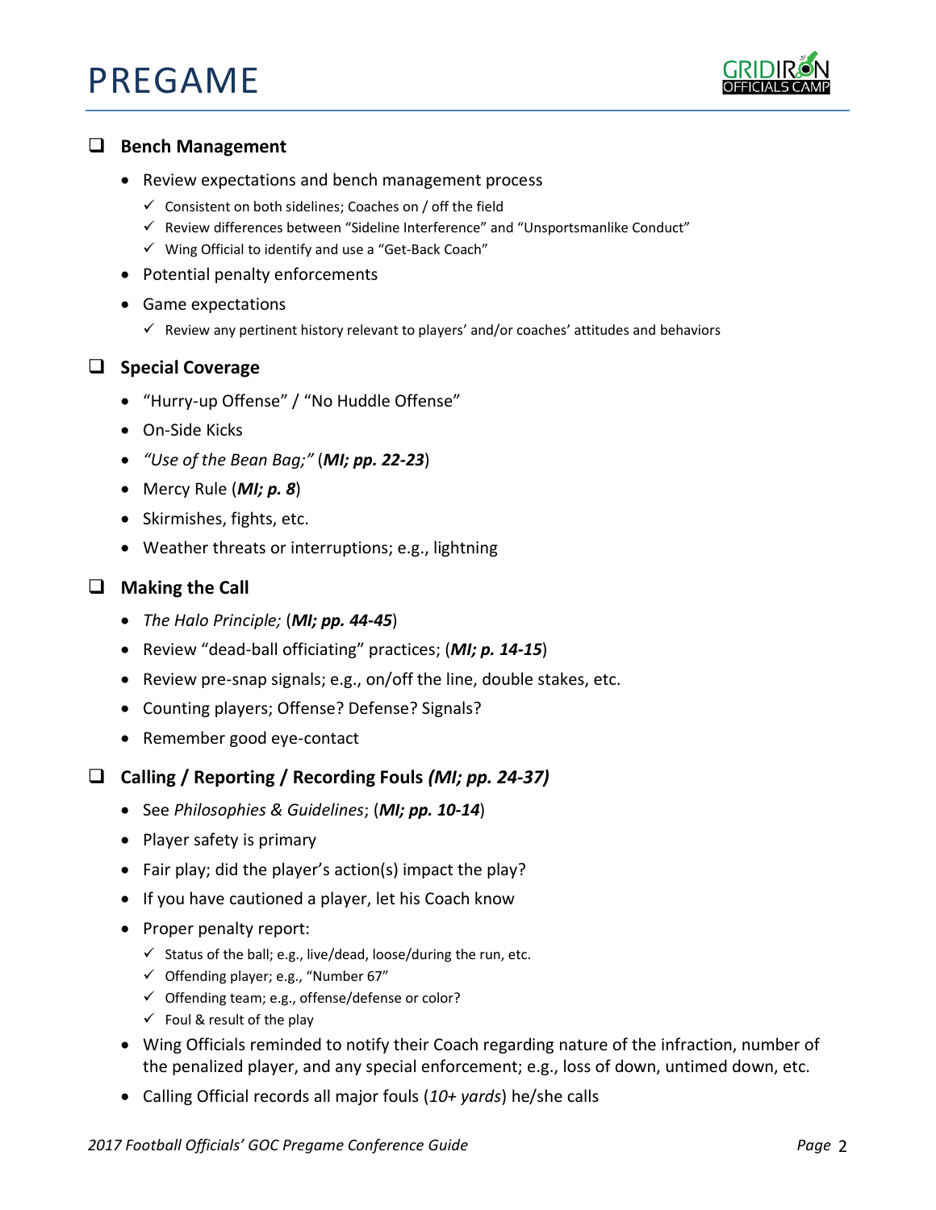# PREGAME

## ❑ Bench Management

- Review expectations and bench management process
  - ✓ Consistent on both sidelines; Coaches on / off the field
  - ✓ Review differences between "Sideline Interference" and "Unsportsmanlike Conduct"
  - ✓ Wing Official to identify and use a "Get-Back Coach"
- Potential penalty enforcements
- Game expectations
  - ✓ Review any pertinent history relevant to players' and/or coaches' attitudes and behaviors

## ❑ Special Coverage

- "Hurry-up Offense" / "No Huddle Offense"
- On-Side Kicks
- *"Use of the Bean Bag;"* (***MI; pp. 22-23***)
- Mercy Rule (***MI; p. 8***)
- Skirmishes, fights, etc.
- Weather threats or interruptions; e.g., lightning

## ❑ Making the Call

- *The Halo Principle;* (***MI; pp. 44-45***)
- Review "dead-ball officiating" practices; (***MI; p. 14-15***)
- Review pre-snap signals; e.g., on/off the line, double stakes, etc.
- Counting players; Offense? Defense? Signals?
- Remember good eye-contact

## ❑ Calling / Reporting / Recording Fouls *(MI; pp. 24-37)*

- See *Philosophies & Guidelines*; (***MI; pp. 10-14***)
- Player safety is primary
- Fair play; did the player's action(s) impact the play?
- If you have cautioned a player, let his Coach know
- Proper penalty report:
  - ✓ Status of the ball; e.g., live/dead, loose/during the run, etc.
  - ✓ Offending player; e.g., "Number 67"
  - ✓ Offending team; e.g., offense/defense or color?
  - ✓ Foul & result of the play
- Wing Officials reminded to notify their Coach regarding nature of the infraction, number of the penalized player, and any special enforcement; e.g., loss of down, untimed down, etc.
- Calling Official records all major fouls (*10+ yards*) he/she calls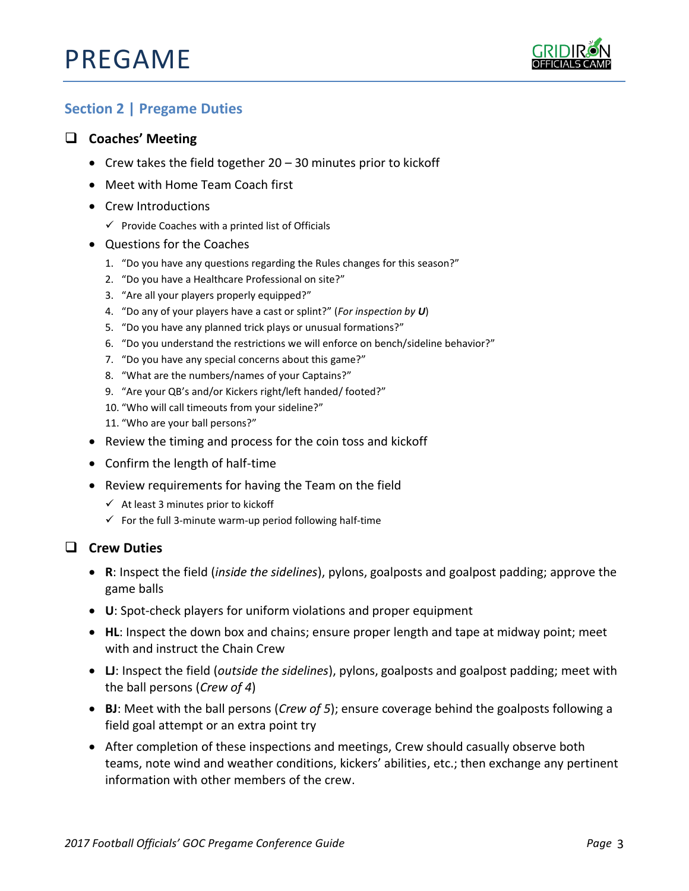# PREGAME

## Section 2 | Pregame Duties

### ❑ Coaches' Meeting

- Crew takes the field together 20 – 30 minutes prior to kickoff
- Meet with Home Team Coach first
- Crew Introductions
  - ✓ Provide Coaches with a printed list of Officials
- Questions for the Coaches
  1. "Do you have any questions regarding the Rules changes for this season?"
  2. "Do you have a Healthcare Professional on site?"
  3. "Are all your players properly equipped?"
  4. "Do any of your players have a cast or splint?" (*For inspection by **U***)
  5. "Do you have any planned trick plays or unusual formations?"
  6. "Do you understand the restrictions we will enforce on bench/sideline behavior?"
  7. "Do you have any special concerns about this game?"
  8. "What are the numbers/names of your Captains?"
  9. "Are your QB's and/or Kickers right/left handed/ footed?"
  10. "Who will call timeouts from your sideline?"
  11. "Who are your ball persons?"
- Review the timing and process for the coin toss and kickoff
- Confirm the length of half-time
- Review requirements for having the Team on the field
  - ✓ At least 3 minutes prior to kickoff
  - ✓ For the full 3-minute warm-up period following half-time

### ❑ Crew Duties

- **R**: Inspect the field (*inside the sidelines*), pylons, goalposts and goalpost padding; approve the game balls
- **U**: Spot-check players for uniform violations and proper equipment
- **HL**: Inspect the down box and chains; ensure proper length and tape at midway point; meet with and instruct the Chain Crew
- **LJ**: Inspect the field (*outside the sidelines*), pylons, goalposts and goalpost padding; meet with the ball persons (*Crew of 4*)
- **BJ**: Meet with the ball persons (*Crew of 5*); ensure coverage behind the goalposts following a field goal attempt or an extra point try
- After completion of these inspections and meetings, Crew should casually observe both teams, note wind and weather conditions, kickers' abilities, etc.; then exchange any pertinent information with other members of the crew.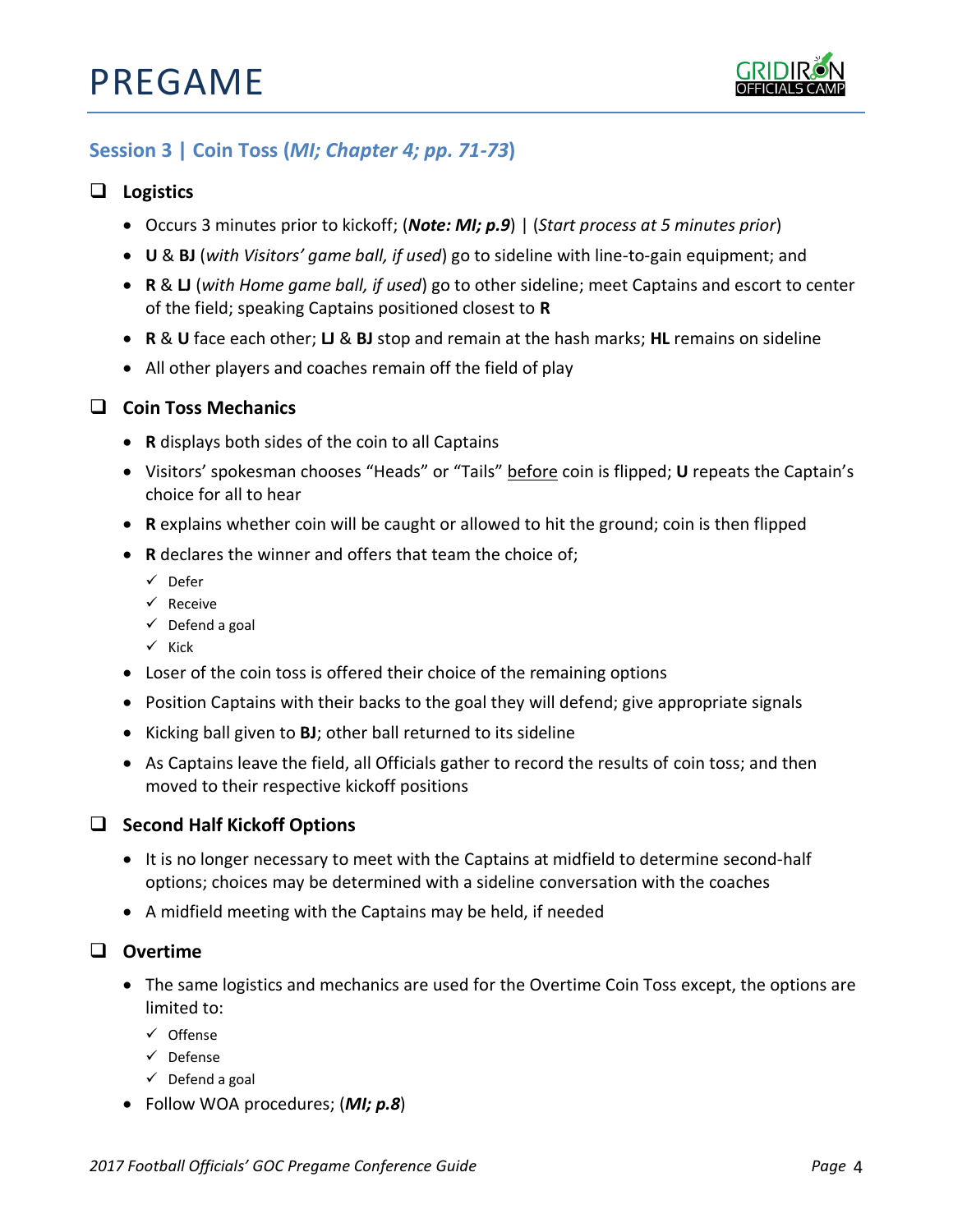# PREGAME

## Session 3 | Coin Toss (*MI; Chapter 4; pp. 71-73*)

### ❑ Logistics

- Occurs 3 minutes prior to kickoff; (***Note: MI; p.9***) | (*Start process at 5 minutes prior*)
- **U** & **BJ** (*with Visitors' game ball, if used*) go to sideline with line-to-gain equipment; and
- **R** & **LJ** (*with Home game ball, if used*) go to other sideline; meet Captains and escort to center of the field; speaking Captains positioned closest to **R**
- **R** & **U** face each other; **LJ** & **BJ** stop and remain at the hash marks; **HL** remains on sideline
- All other players and coaches remain off the field of play

### ❑ Coin Toss Mechanics

- **R** displays both sides of the coin to all Captains
- Visitors' spokesman chooses "Heads" or "Tails" <u>before</u> coin is flipped; **U** repeats the Captain's choice for all to hear
- **R** explains whether coin will be caught or allowed to hit the ground; coin is then flipped
- **R** declares the winner and offers that team the choice of;
  - ✓ Defer
  - ✓ Receive
  - ✓ Defend a goal
  - ✓ Kick
- Loser of the coin toss is offered their choice of the remaining options
- Position Captains with their backs to the goal they will defend; give appropriate signals
- Kicking ball given to **BJ**; other ball returned to its sideline
- As Captains leave the field, all Officials gather to record the results of coin toss; and then moved to their respective kickoff positions

### ❑ Second Half Kickoff Options

- It is no longer necessary to meet with the Captains at midfield to determine second-half options; choices may be determined with a sideline conversation with the coaches
- A midfield meeting with the Captains may be held, if needed

### ❑ Overtime

- The same logistics and mechanics are used for the Overtime Coin Toss except, the options are limited to:
  - ✓ Offense
  - ✓ Defense
  - ✓ Defend a goal
- Follow WOA procedures; (***MI; p.8***)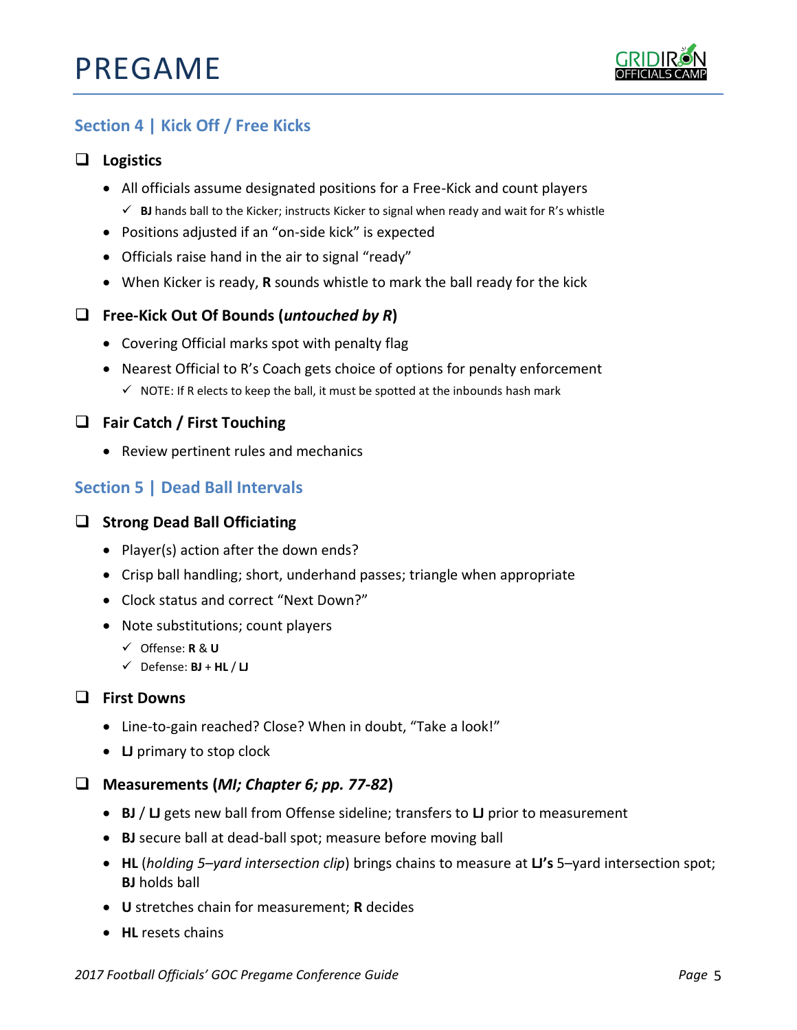# PREGAME

## Section 4 | Kick Off / Free Kicks

### ❑ Logistics

- All officials assume designated positions for a Free-Kick and count players
  - ✓ **BJ** hands ball to the Kicker; instructs Kicker to signal when ready and wait for R's whistle
- Positions adjusted if an "on-side kick" is expected
- Officials raise hand in the air to signal "ready"
- When Kicker is ready, **R** sounds whistle to mark the ball ready for the kick

### ❑ Free-Kick Out Of Bounds (*untouched by R*)

- Covering Official marks spot with penalty flag
- Nearest Official to R's Coach gets choice of options for penalty enforcement
  - ✓ NOTE: If R elects to keep the ball, it must be spotted at the inbounds hash mark

### ❑ Fair Catch / First Touching

- Review pertinent rules and mechanics

## Section 5 | Dead Ball Intervals

### ❑ Strong Dead Ball Officiating

- Player(s) action after the down ends?
- Crisp ball handling; short, underhand passes; triangle when appropriate
- Clock status and correct "Next Down?"
- Note substitutions; count players
  - ✓ Offense: **R** & **U**
  - ✓ Defense: **BJ** + **HL** / **LJ**

### ❑ First Downs

- Line-to-gain reached? Close? When in doubt, "Take a look!"
- **LJ** primary to stop clock

### ❑ Measurements (*MI; Chapter 6; pp. 77-82*)

- **BJ** / **LJ** gets new ball from Offense sideline; transfers to **LJ** prior to measurement
- **BJ** secure ball at dead-ball spot; measure before moving ball
- **HL** (*holding 5–yard intersection clip*) brings chains to measure at **LJ's** 5–yard intersection spot; **BJ** holds ball
- **U** stretches chain for measurement; **R** decides
- **HL** resets chains

*2017 Football Officials' GOC Pregame Conference Guide*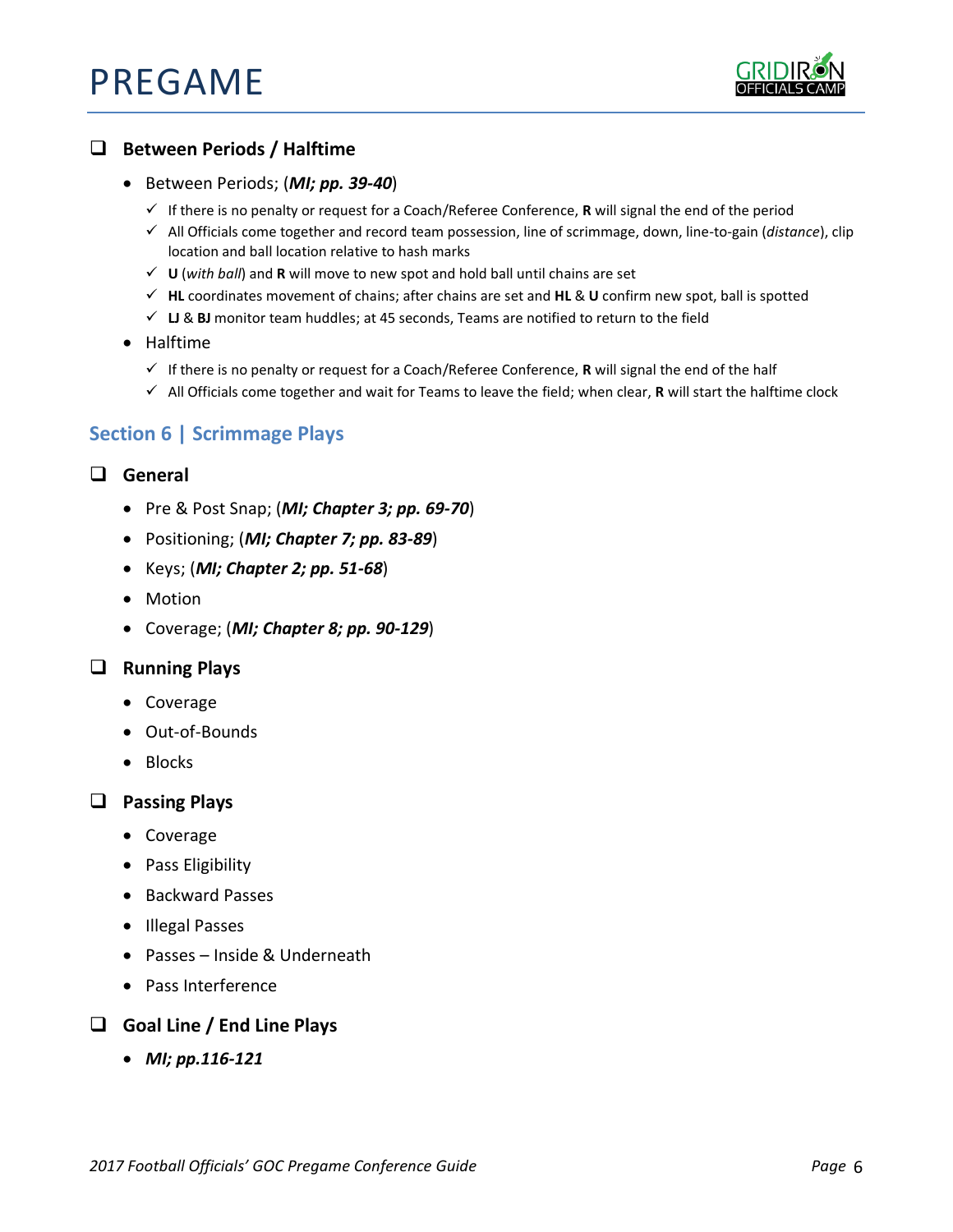## ❑ Between Periods / Halftime

- Between Periods; (***MI; pp. 39-40***)
  - ✓ If there is no penalty or request for a Coach/Referee Conference, **R** will signal the end of the period
  - ✓ All Officials come together and record team possession, line of scrimmage, down, line-to-gain (*distance*), clip location and ball location relative to hash marks
  - ✓ **U** (*with ball*) and **R** will move to new spot and hold ball until chains are set
  - ✓ **HL** coordinates movement of chains; after chains are set and **HL** & **U** confirm new spot, ball is spotted
  - ✓ **LJ** & **BJ** monitor team huddles; at 45 seconds, Teams are notified to return to the field
- Halftime
  - ✓ If there is no penalty or request for a Coach/Referee Conference, **R** will signal the end of the half
  - ✓ All Officials come together and wait for Teams to leave the field; when clear, **R** will start the halftime clock

# Section 6 | Scrimmage Plays

## ❑ General

- Pre & Post Snap; (***MI; Chapter 3; pp. 69-70***)
- Positioning; (***MI; Chapter 7; pp. 83-89***)
- Keys; (***MI; Chapter 2; pp. 51-68***)
- Motion
- Coverage; (***MI; Chapter 8; pp. 90-129***)

## ❑ Running Plays

- Coverage
- Out-of-Bounds
- Blocks

## ❑ Passing Plays

- Coverage
- Pass Eligibility
- Backward Passes
- Illegal Passes
- Passes – Inside & Underneath
- Pass Interference

## ❑ Goal Line / End Line Plays

- ***MI; pp.116-121***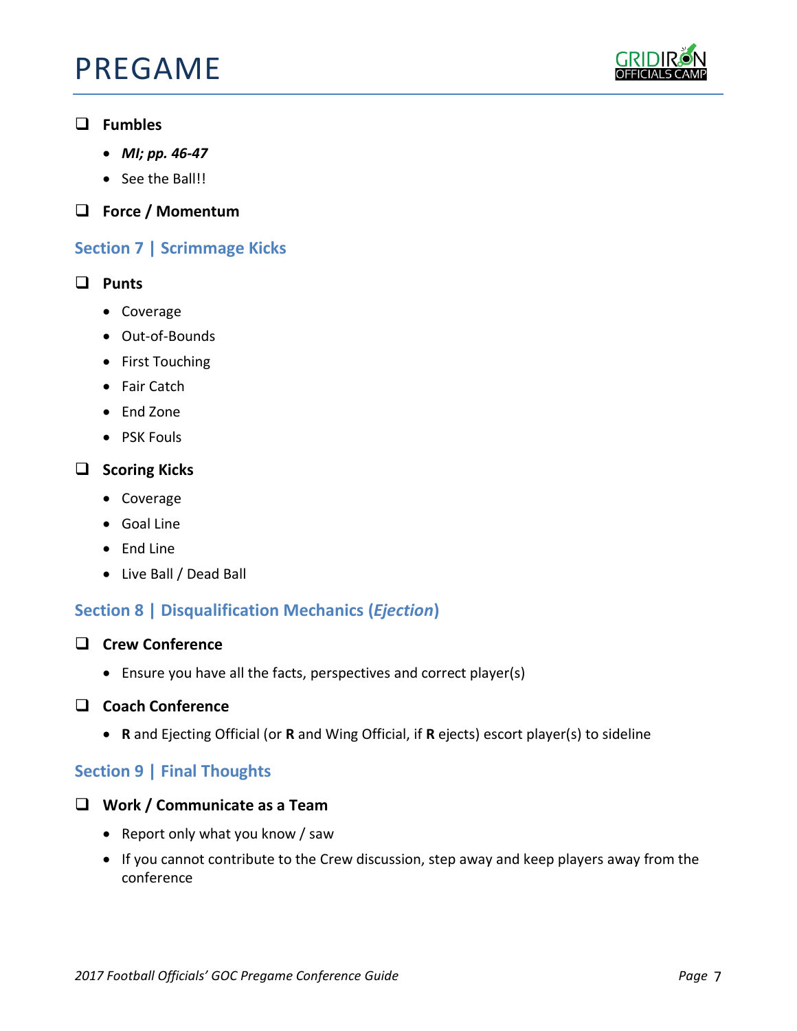- [ ] **Fumbles**
  - ***MI; pp. 46-47***
  - See the Ball!!
- [ ] **Force / Momentum**

## Section 7 | Scrimmage Kicks

- [ ] **Punts**
  - Coverage
  - Out-of-Bounds
  - First Touching
  - Fair Catch
  - End Zone
  - PSK Fouls
- [ ] **Scoring Kicks**
  - Coverage
  - Goal Line
  - End Line
  - Live Ball / Dead Ball

## Section 8 | Disqualification Mechanics (*Ejection*)

- [ ] **Crew Conference**
  - Ensure you have all the facts, perspectives and correct player(s)
- [ ] **Coach Conference**
  - **R** and Ejecting Official (or **R** and Wing Official, if **R** ejects) escort player(s) to sideline

## Section 9 | Final Thoughts

- [ ] **Work / Communicate as a Team**
  - Report only what you know / saw
  - If you cannot contribute to the Crew discussion, step away and keep players away from the conference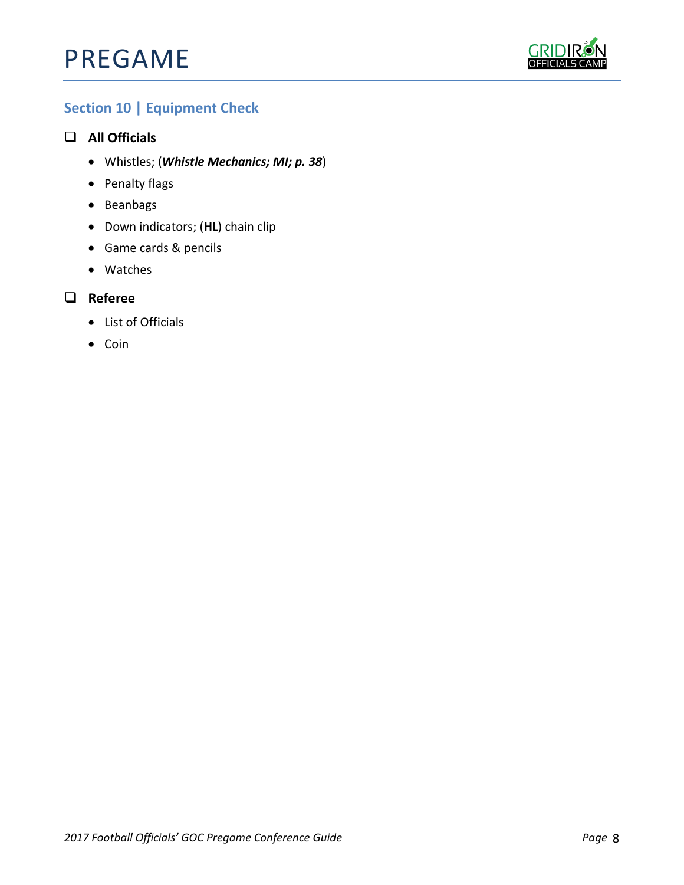# PREGAME

## Section 10 | Equipment Check

- [ ] **All Officials**
  - Whistles; (***Whistle Mechanics; MI; p. 38***)
  - Penalty flags
  - Beanbags
  - Down indicators; (**HL**) chain clip
  - Game cards & pencils
  - Watches
- [ ] **Referee**
  - List of Officials
  - Coin